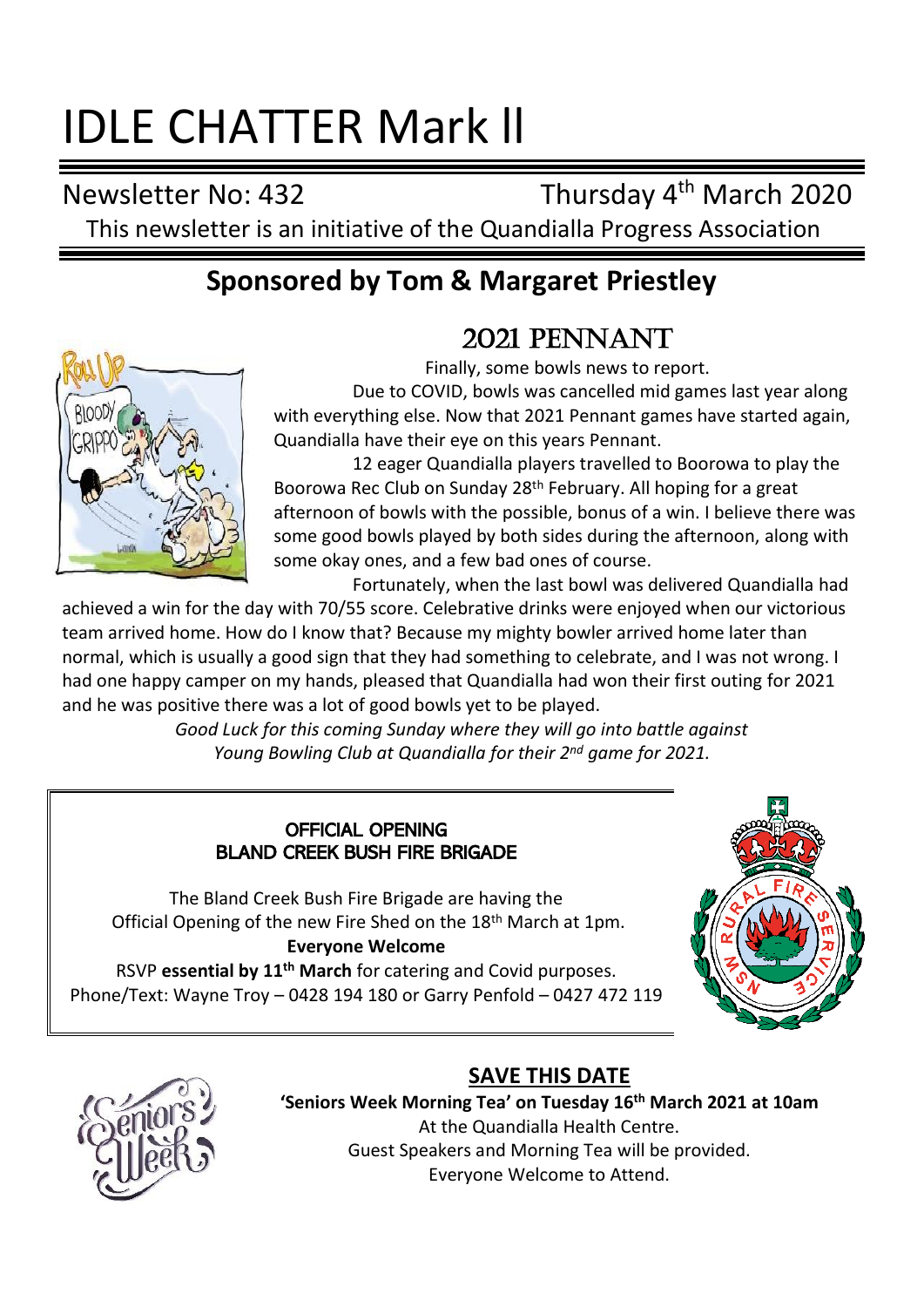# IDLE CHATTER Mark ll

Newsletter No: 432 Thursday 4th March 2020

This newsletter is an initiative of the Quandialla Progress Association

## Sponsored by Tom & Margaret Priestley

## 2021 PENNANT

Finally, some bowls news to report.

Due to COVID, bowls was cancelled mid games last year along with everything else. Now that 2021 Pennant games have started again, Quandialla have their eye on this years Pennant.

12 eager Quandialla players travelled to Boorowa to play the Boorowa Rec Club on Sunday 28th February. All hoping for a great afternoon of bowls with the possible, bonus of a win. I believe there was some good bowls played by both sides during the afternoon, along with some okay ones, and a few bad ones of course.

Fortunately, when the last bowl was delivered Quandialla had achieved a win for the day with 70/55 score. Celebrative drinks were enjoyed when our victorious team arrived home. How do I know that? Because my mighty bowler arrived home later than normal, which is usually a good sign that they had something to celebrate, and I was not wrong. I had one happy camper on my hands, pleased that Quandialla had won their first outing for 2021 and he was positive there was a lot of good bowls yet to be played.

*Good Luck for this coming Sunday where they will go into battle against Young Bowling Club at Quandialla for their 2nd game for 2021.*

### OFFICIAL OPENING
### BLAND CREEK BUSH FIRE BRIGADE

The Bland Creek Bush Fire Brigade are having the Official Opening of the new Fire Shed on the 18th March at 1pm.

**Everyone Welcome**

RSVP **essential by 11th March** for catering and Covid purposes.

Phone/Text: Wayne Troy – 0428 194 180 or Garry Penfold – 0427 472 119

## SAVE THIS DATE

**'Seniors Week Morning Tea' on Tuesday 16th March 2021 at 10am**

At the Quandialla Health Centre.

Guest Speakers and Morning Tea will be provided.

Everyone Welcome to Attend.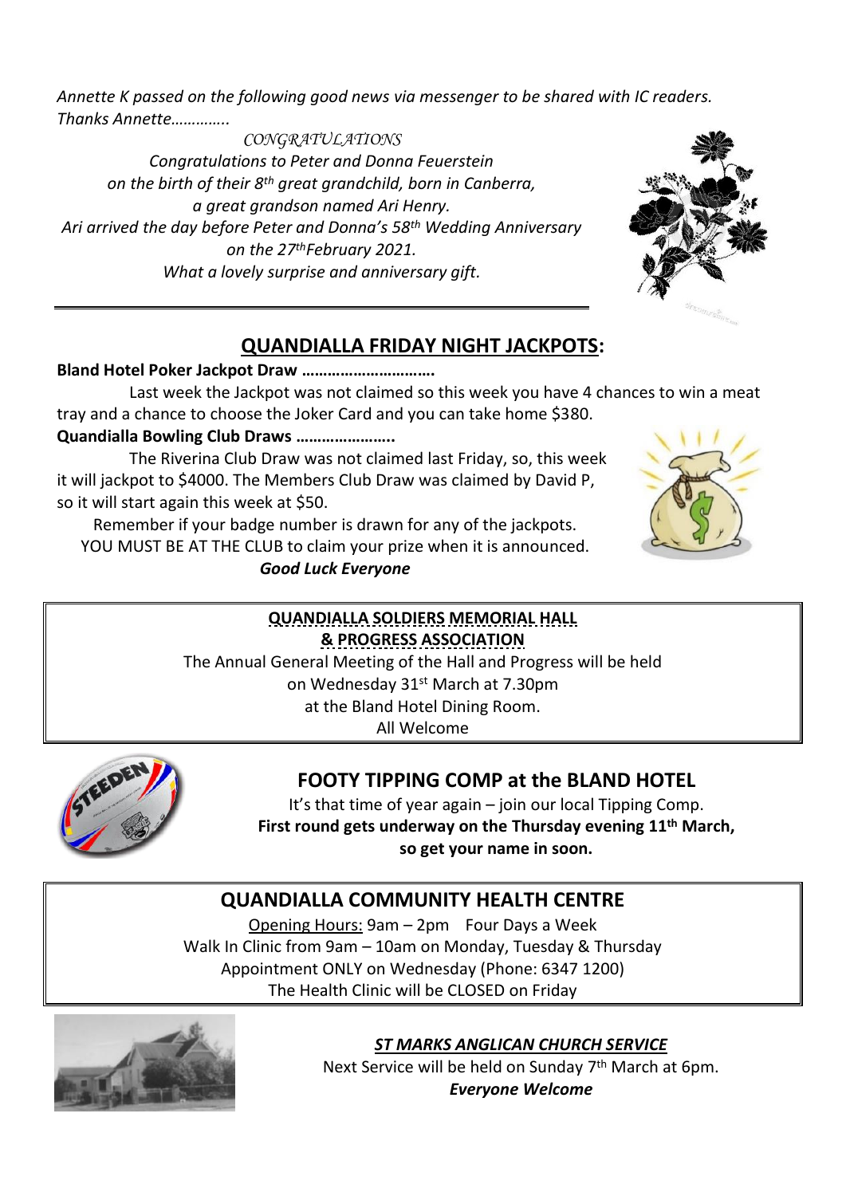*Annette K passed on the following good news via messenger to be shared with IC readers. Thanks Annette………….*

*CONGRATULATIONS*

*Congratulations to Peter and Donna Feuerstein on the birth of their 8th great grandchild, born in Canberra, a great grandson named Ari Henry.*

*Ari arrived the day before Peter and Donna's 58th Wedding Anniversary on the 27th February 2021.*

*What a lovely surprise and anniversary gift.*

---

## QUANDIALLA FRIDAY NIGHT JACKPOTS:

**Bland Hotel Poker Jackpot Draw ………………………….**

Last week the Jackpot was not claimed so this week you have 4 chances to win a meat tray and a chance to choose the Joker Card and you can take home $380.

**Quandialla Bowling Club Draws …………………..**

The Riverina Club Draw was not claimed last Friday, so, this week it will jackpot to $4000. The Members Club Draw was claimed by David P, so it will start again this week at $50.

Remember if your badge number is drawn for any of the jackpots. YOU MUST BE AT THE CLUB to claim your prize when it is announced.

***Good Luck Everyone***

## QUANDIALLA SOLDIERS MEMORIAL HALL & PROGRESS ASSOCIATION

The Annual General Meeting of the Hall and Progress will be held on Wednesday 31st March at 7.30pm at the Bland Hotel Dining Room.

All Welcome

## FOOTY TIPPING COMP at the BLAND HOTEL

It's that time of year again – join our local Tipping Comp.

**First round gets underway on the Thursday evening 11th March, so get your name in soon.**

## QUANDIALLA COMMUNITY HEALTH CENTRE

Opening Hours: 9am – 2pm Four Days a Week

Walk In Clinic from 9am – 10am on Monday, Tuesday & Thursday

Appointment ONLY on Wednesday (Phone: 6347 1200)

The Health Clinic will be CLOSED on Friday

## *ST MARKS ANGLICAN CHURCH SERVICE*

Next Service will be held on Sunday 7th March at 6pm.

***Everyone Welcome***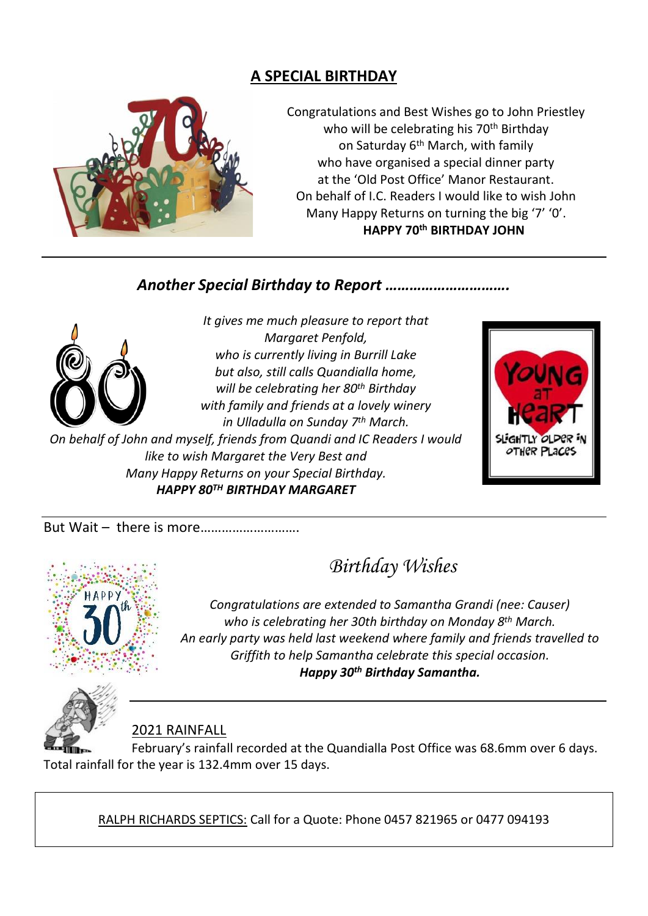## A SPECIAL BIRTHDAY

Congratulations and Best Wishes go to John Priestley
who will be celebrating his 70th Birthday
on Saturday 6th March, with family
who have organised a special dinner party
at the 'Old Post Office' Manor Restaurant.
On behalf of I.C. Readers I would like to wish John
Many Happy Returns on turning the big '7' '0'.
**HAPPY 70th BIRTHDAY JOHN**

---

### *Another Special Birthday to Report ………………………….*

*It gives me much pleasure to report that
Margaret Penfold,
who is currently living in Burrill Lake
but also, still calls Quandialla home,
will be celebrating her 80th Birthday
with family and friends at a lovely winery
in Ulladulla on Sunday 7th March.
On behalf of John and myself, friends from Quandi and IC Readers I would
like to wish Margaret the Very Best and
Many Happy Returns on your Special Birthday.*
***HAPPY 80TH BIRTHDAY MARGARET***

---

But Wait – there is more……………………….

## *Birthday Wishes*

*Congratulations are extended to Samantha Grandi (nee: Causer)
who is celebrating her 30th birthday on Monday 8th March.
An early party was held last weekend where family and friends travelled to
Griffith to help Samantha celebrate this special occasion.*
***Happy 30th Birthday Samantha.***

---

2021 RAINFALL

February's rainfall recorded at the Quandialla Post Office was 68.6mm over 6 days.
Total rainfall for the year is 132.4mm over 15 days.

---

RALPH RICHARDS SEPTICS: Call for a Quote: Phone 0457 821965 or 0477 094193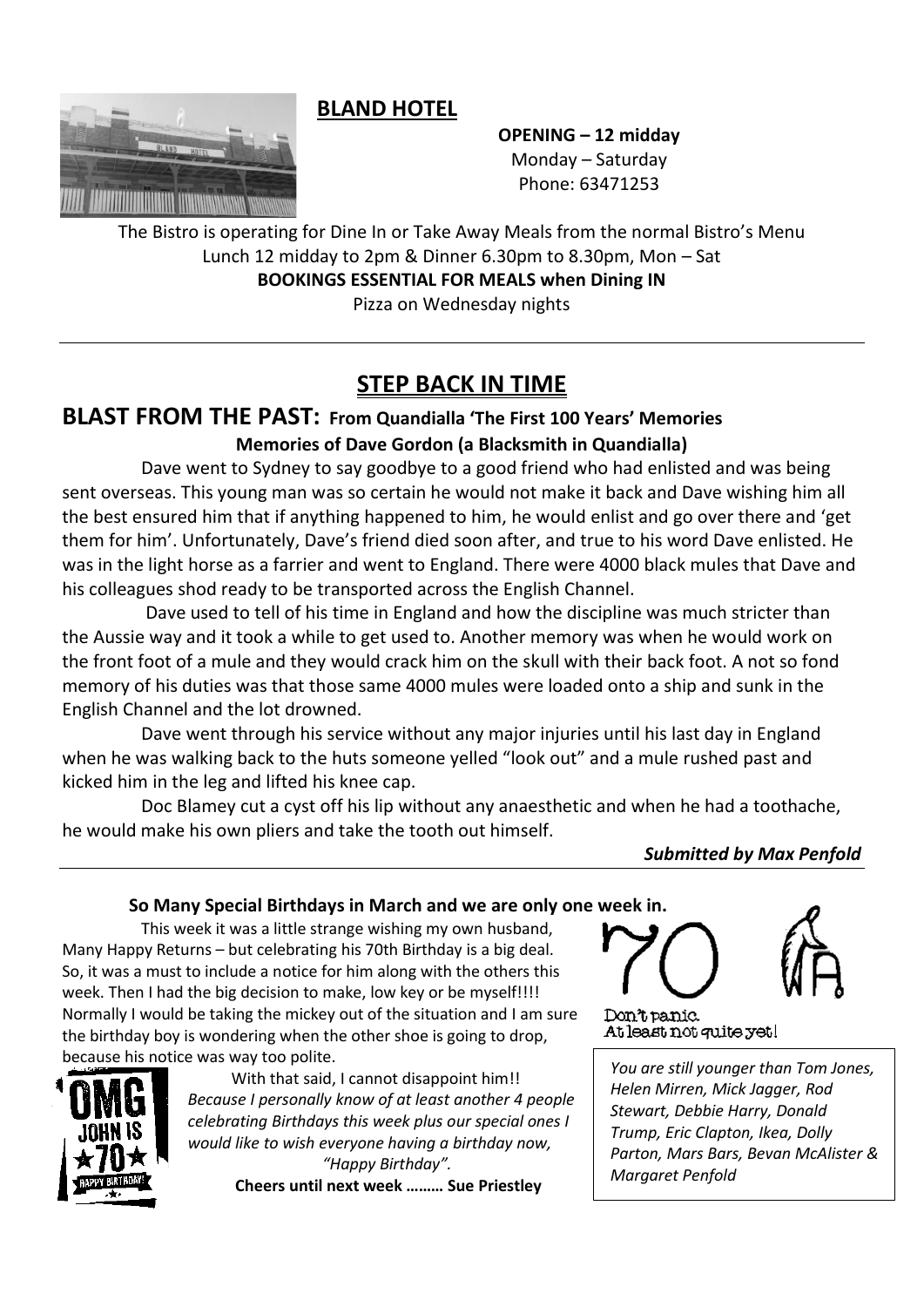## BLAND HOTEL

**OPENING – 12 midday**
Monday – Saturday
Phone: 63471253

The Bistro is operating for Dine In or Take Away Meals from the normal Bistro's Menu
Lunch 12 midday to 2pm & Dinner 6.30pm to 8.30pm, Mon – Sat
**BOOKINGS ESSENTIAL FOR MEALS when Dining IN**
Pizza on Wednesday nights

# STEP BACK IN TIME

## BLAST FROM THE PAST: From Quandialla 'The First 100 Years' Memories

**Memories of Dave Gordon (a Blacksmith in Quandialla)**

Dave went to Sydney to say goodbye to a good friend who had enlisted and was being sent overseas. This young man was so certain he would not make it back and Dave wishing him all the best ensured him that if anything happened to him, he would enlist and go over there and 'get them for him'. Unfortunately, Dave's friend died soon after, and true to his word Dave enlisted. He was in the light horse as a farrier and went to England. There were 4000 black mules that Dave and his colleagues shod ready to be transported across the English Channel.

Dave used to tell of his time in England and how the discipline was much stricter than the Aussie way and it took a while to get used to. Another memory was when he would work on the front foot of a mule and they would crack him on the skull with their back foot. A not so fond memory of his duties was that those same 4000 mules were loaded onto a ship and sunk in the English Channel and the lot drowned.

Dave went through his service without any major injuries until his last day in England when he was walking back to the huts someone yelled "look out" and a mule rushed past and kicked him in the leg and lifted his knee cap.

Doc Blamey cut a cyst off his lip without any anaesthetic and when he had a toothache, he would make his own pliers and take the tooth out himself.

***Submitted by Max Penfold***

---

**So Many Special Birthdays in March and we are only one week in.**

This week it was a little strange wishing my own husband, Many Happy Returns – but celebrating his 70th Birthday is a big deal. So, it was a must to include a notice for him along with the others this week. Then I had the big decision to make, low key or be myself!!!! Normally I would be taking the mickey out of the situation and I am sure the birthday boy is wondering when the other shoe is going to drop, because his notice was way too polite.

With that said, I cannot disappoint him!! *Because I personally know of at least another 4 people celebrating Birthdays this week plus our special ones I would like to wish everyone having a birthday now, "Happy Birthday".*

**Cheers until next week ……… Sue Priestley**

OMG JOHN IS 70 HAPPY BIRTHDAY!

70

Don't panic.
At least not quite yet!

*You are still younger than Tom Jones, Helen Mirren, Mick Jagger, Rod Stewart, Debbie Harry, Donald Trump, Eric Clapton, Ikea, Dolly Parton, Mars Bars, Bevan McAlister & Margaret Penfold*